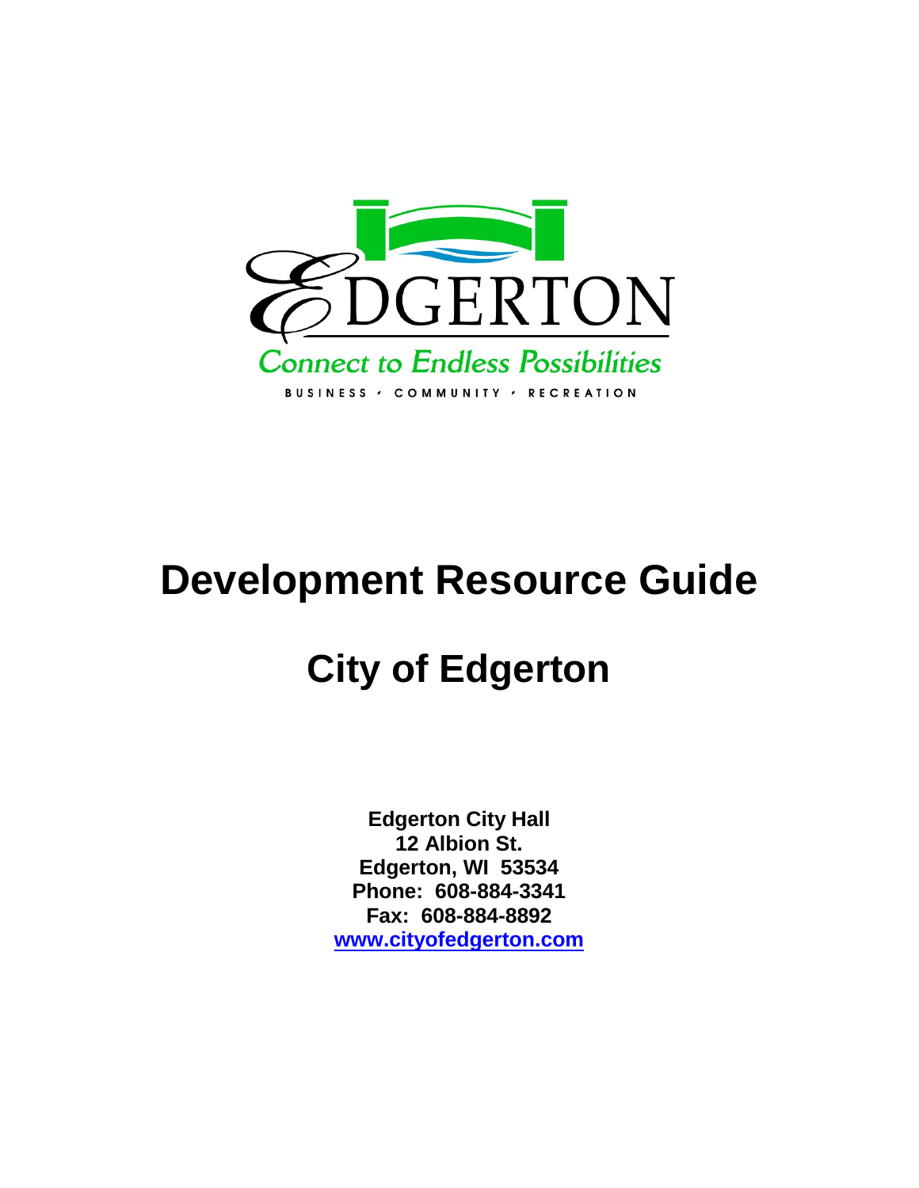EDGERTON

Connect to Endless Possibilities

BUSINESS • COMMUNITY • RECREATION

# Development Resource Guide

# City of Edgerton

**Edgerton City Hall**
**12 Albion St.**
**Edgerton, WI 53534**
**Phone: 608-884-3341**
**Fax: 608-884-8892**
**www.cityofedgerton.com**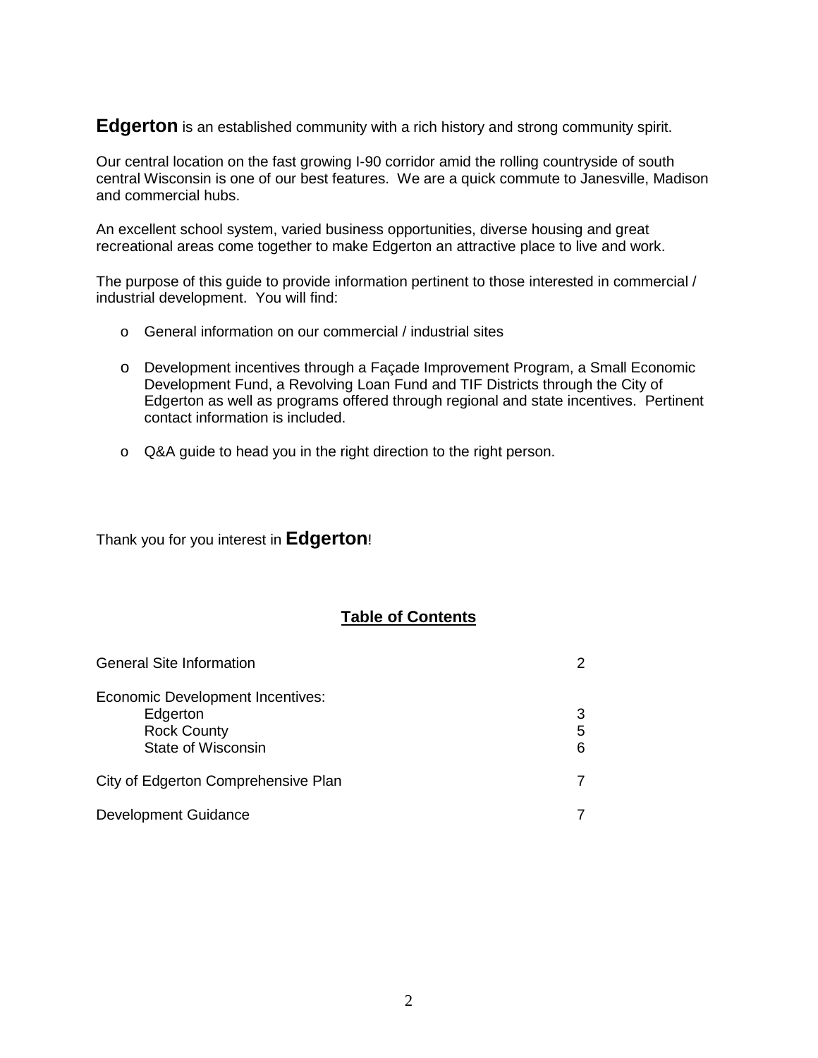**Edgerton** is an established community with a rich history and strong community spirit.

Our central location on the fast growing I-90 corridor amid the rolling countryside of south central Wisconsin is one of our best features. We are a quick commute to Janesville, Madison and commercial hubs.

An excellent school system, varied business opportunities, diverse housing and great recreational areas come together to make Edgerton an attractive place to live and work.

The purpose of this guide to provide information pertinent to those interested in commercial / industrial development. You will find:

- General information on our commercial / industrial sites
- Development incentives through a Façade Improvement Program, a Small Economic Development Fund, a Revolving Loan Fund and TIF Districts through the City of Edgerton as well as programs offered through regional and state incentives. Pertinent contact information is included.
- Q&A guide to head you in the right direction to the right person.

Thank you for you interest in **Edgerton**!

## Table of Contents

| | |
|---|---|
| General Site Information | 2 |
| Economic Development Incentives: | |
| Edgerton | 3 |
| Rock County | 5 |
| State of Wisconsin | 6 |
| City of Edgerton Comprehensive Plan | 7 |
| Development Guidance | 7 |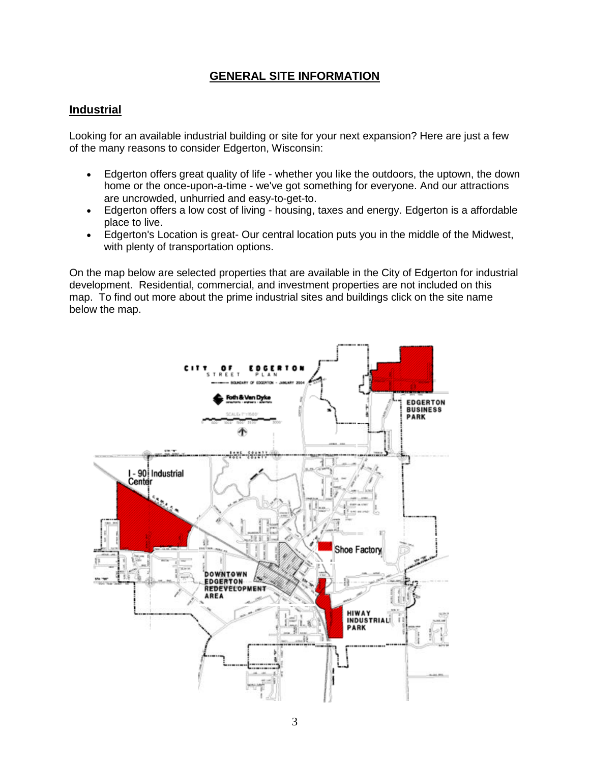## GENERAL SITE INFORMATION

### Industrial

Looking for an available industrial building or site for your next expansion? Here are just a few of the many reasons to consider Edgerton, Wisconsin:

- Edgerton offers great quality of life - whether you like the outdoors, the uptown, the down home or the once-upon-a-time - we've got something for everyone. And our attractions are uncrowded, unhurried and easy-to-get-to.
- Edgerton offers a low cost of living - housing, taxes and energy. Edgerton is a affordable place to live.
- Edgerton's Location is great- Our central location puts you in the middle of the Midwest, with plenty of transportation options.

On the map below are selected properties that are available in the City of Edgerton for industrial development. Residential, commercial, and investment properties are not included on this map. To find out more about the prime industrial sites and buildings click on the site name below the map.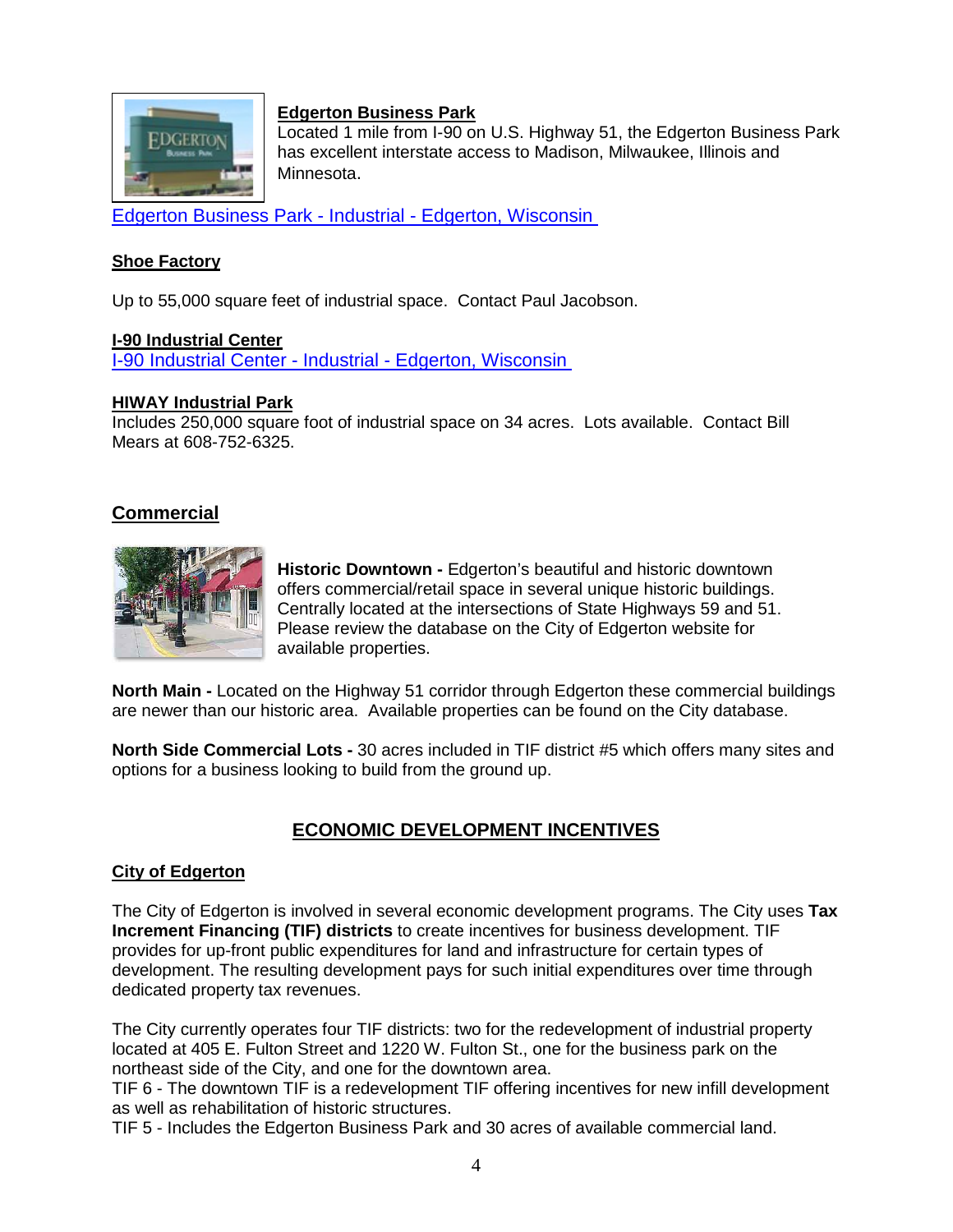**Edgerton Business Park**

Located 1 mile from I-90 on U.S. Highway 51, the Edgerton Business Park has excellent interstate access to Madison, Milwaukee, Illinois and Minnesota.

Edgerton Business Park - Industrial - Edgerton, Wisconsin

**Shoe Factory**

Up to 55,000 square feet of industrial space. Contact Paul Jacobson.

**I-90 Industrial Center**

I-90 Industrial Center - Industrial - Edgerton, Wisconsin

**HIWAY Industrial Park**

Includes 250,000 square foot of industrial space on 34 acres. Lots available. Contact Bill Mears at 608-752-6325.

## Commercial

**Historic Downtown -** Edgerton's beautiful and historic downtown offers commercial/retail space in several unique historic buildings. Centrally located at the intersections of State Highways 59 and 51. Please review the database on the City of Edgerton website for available properties.

**North Main -** Located on the Highway 51 corridor through Edgerton these commercial buildings are newer than our historic area. Available properties can be found on the City database.

**North Side Commercial Lots -** 30 acres included in TIF district #5 which offers many sites and options for a business looking to build from the ground up.

## ECONOMIC DEVELOPMENT INCENTIVES

### City of Edgerton

The City of Edgerton is involved in several economic development programs. The City uses **Tax Increment Financing (TIF) districts** to create incentives for business development. TIF provides for up-front public expenditures for land and infrastructure for certain types of development. The resulting development pays for such initial expenditures over time through dedicated property tax revenues.

The City currently operates four TIF districts: two for the redevelopment of industrial property located at 405 E. Fulton Street and 1220 W. Fulton St., one for the business park on the northeast side of the City, and one for the downtown area.

TIF 6 - The downtown TIF is a redevelopment TIF offering incentives for new infill development as well as rehabilitation of historic structures.

TIF 5 - Includes the Edgerton Business Park and 30 acres of available commercial land.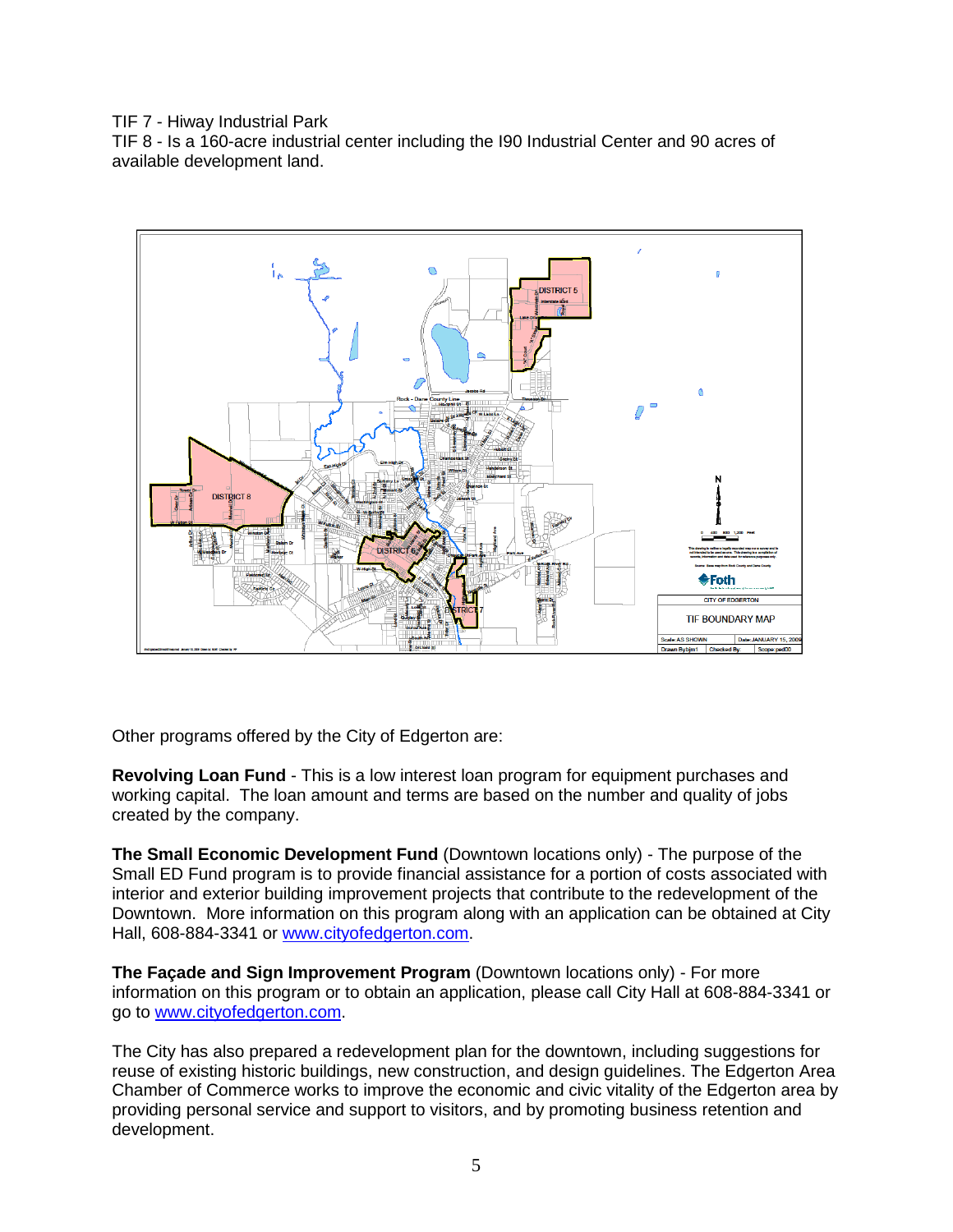TIF 7 - Hiway Industrial Park
TIF 8 - Is a 160-acre industrial center including the I90 Industrial Center and 90 acres of available development land.

Other programs offered by the City of Edgerton are:

**Revolving Loan Fund** - This is a low interest loan program for equipment purchases and working capital. The loan amount and terms are based on the number and quality of jobs created by the company.

**The Small Economic Development Fund** (Downtown locations only) - The purpose of the Small ED Fund program is to provide financial assistance for a portion of costs associated with interior and exterior building improvement projects that contribute to the redevelopment of the Downtown. More information on this program along with an application can be obtained at City Hall, 608-884-3341 or www.cityofedgerton.com.

**The Façade and Sign Improvement Program** (Downtown locations only) - For more information on this program or to obtain an application, please call City Hall at 608-884-3341 or go to www.cityofedgerton.com.

The City has also prepared a redevelopment plan for the downtown, including suggestions for reuse of existing historic buildings, new construction, and design guidelines. The Edgerton Area Chamber of Commerce works to improve the economic and civic vitality of the Edgerton area by providing personal service and support to visitors, and by promoting business retention and development.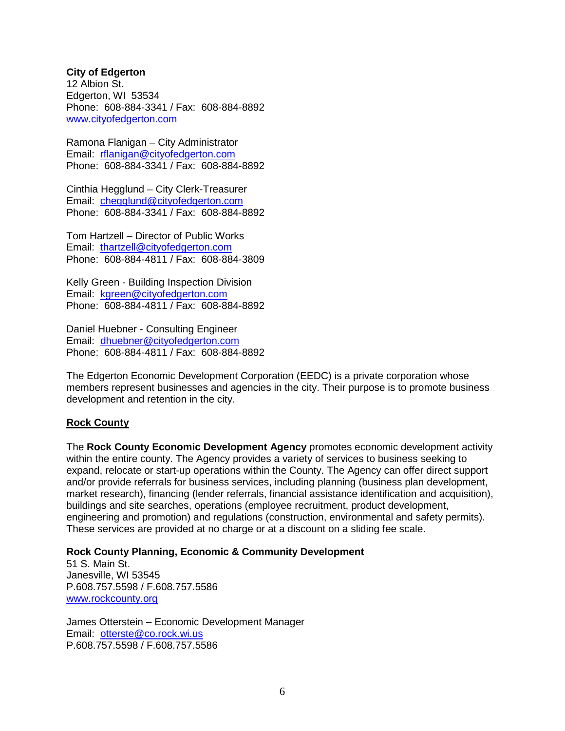**City of Edgerton**
12 Albion St.
Edgerton, WI 53534
Phone: 608-884-3341 / Fax: 608-884-8892
www.cityofedgerton.com

Ramona Flanigan – City Administrator
Email: rflanigan@cityofedgerton.com
Phone: 608-884-3341 / Fax: 608-884-8892

Cinthia Hegglund – City Clerk-Treasurer
Email: chegglund@cityofedgerton.com
Phone: 608-884-3341 / Fax: 608-884-8892

Tom Hartzell – Director of Public Works
Email: thartzell@cityofedgerton.com
Phone: 608-884-4811 / Fax: 608-884-3809

Kelly Green - Building Inspection Division
Email: kgreen@cityofedgerton.com
Phone: 608-884-4811 / Fax: 608-884-8892

Daniel Huebner - Consulting Engineer
Email: dhuebner@cityofedgerton.com
Phone: 608-884-4811 / Fax: 608-884-8892

The Edgerton Economic Development Corporation (EEDC) is a private corporation whose members represent businesses and agencies in the city. Their purpose is to promote business development and retention in the city.

## Rock County

The **Rock County Economic Development Agency** promotes economic development activity within the entire county. The Agency provides a variety of services to business seeking to expand, relocate or start-up operations within the County. The Agency can offer direct support and/or provide referrals for business services, including planning (business plan development, market research), financing (lender referrals, financial assistance identification and acquisition), buildings and site searches, operations (employee recruitment, product development, engineering and promotion) and regulations (construction, environmental and safety permits). These services are provided at no charge or at a discount on a sliding fee scale.

**Rock County Planning, Economic & Community Development**
51 S. Main St.
Janesville, WI 53545
P.608.757.5598 / F.608.757.5586
www.rockcounty.org

James Otterstein – Economic Development Manager
Email: otterste@co.rock.wi.us
P.608.757.5598 / F.608.757.5586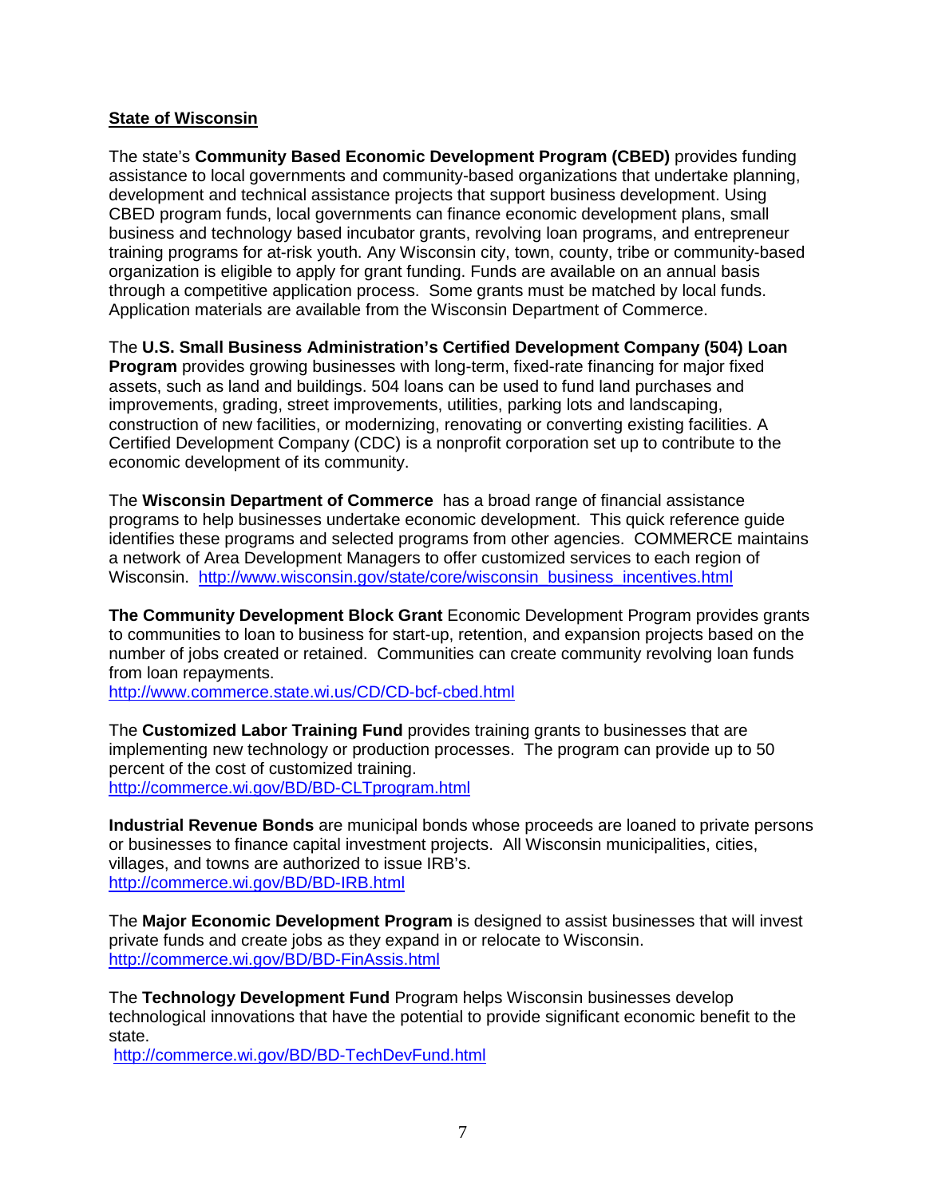**State of Wisconsin**

The state's **Community Based Economic Development Program (CBED)** provides funding assistance to local governments and community-based organizations that undertake planning, development and technical assistance projects that support business development. Using CBED program funds, local governments can finance economic development plans, small business and technology based incubator grants, revolving loan programs, and entrepreneur training programs for at-risk youth. Any Wisconsin city, town, county, tribe or community-based organization is eligible to apply for grant funding. Funds are available on an annual basis through a competitive application process. Some grants must be matched by local funds. Application materials are available from the Wisconsin Department of Commerce.

The **U.S. Small Business Administration's Certified Development Company (504) Loan Program** provides growing businesses with long-term, fixed-rate financing for major fixed assets, such as land and buildings. 504 loans can be used to fund land purchases and improvements, grading, street improvements, utilities, parking lots and landscaping, construction of new facilities, or modernizing, renovating or converting existing facilities. A Certified Development Company (CDC) is a nonprofit corporation set up to contribute to the economic development of its community.

The **Wisconsin Department of Commerce** has a broad range of financial assistance programs to help businesses undertake economic development. This quick reference guide identifies these programs and selected programs from other agencies. COMMERCE maintains a network of Area Development Managers to offer customized services to each region of Wisconsin. http://www.wisconsin.gov/state/core/wisconsin_business_incentives.html

**The Community Development Block Grant** Economic Development Program provides grants to communities to loan to business for start-up, retention, and expansion projects based on the number of jobs created or retained. Communities can create community revolving loan funds from loan repayments.
http://www.commerce.state.wi.us/CD/CD-bcf-cbed.html

The **Customized Labor Training Fund** provides training grants to businesses that are implementing new technology or production processes. The program can provide up to 50 percent of the cost of customized training.
http://commerce.wi.gov/BD/BD-CLTprogram.html

**Industrial Revenue Bonds** are municipal bonds whose proceeds are loaned to private persons or businesses to finance capital investment projects. All Wisconsin municipalities, cities, villages, and towns are authorized to issue IRB's.
http://commerce.wi.gov/BD/BD-IRB.html

The **Major Economic Development Program** is designed to assist businesses that will invest private funds and create jobs as they expand in or relocate to Wisconsin.
http://commerce.wi.gov/BD/BD-FinAssis.html

The **Technology Development Fund** Program helps Wisconsin businesses develop technological innovations that have the potential to provide significant economic benefit to the state.
http://commerce.wi.gov/BD/BD-TechDevFund.html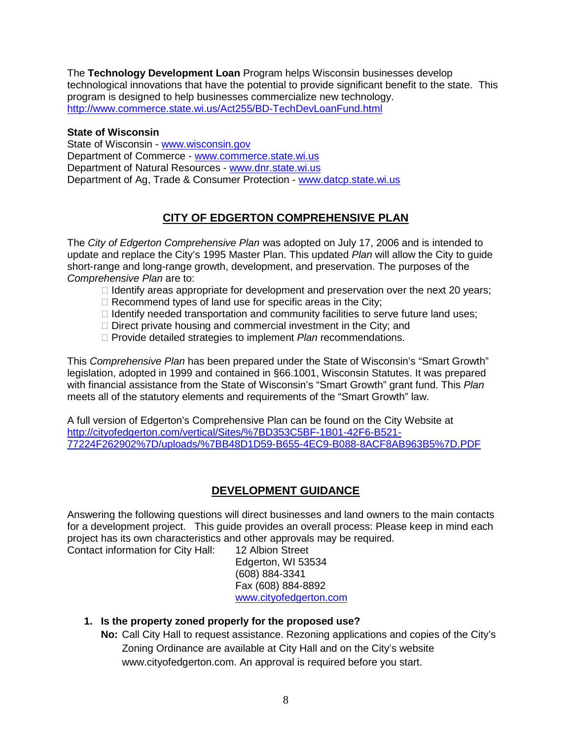The **Technology Development Loan** Program helps Wisconsin businesses develop technological innovations that have the potential to provide significant benefit to the state. This program is designed to help businesses commercialize new technology.
http://www.commerce.state.wi.us/Act255/BD-TechDevLoanFund.html

**State of Wisconsin**
State of Wisconsin - www.wisconsin.gov
Department of Commerce - www.commerce.state.wi.us
Department of Natural Resources - www.dnr.state.wi.us
Department of Ag, Trade & Consumer Protection - www.datcp.state.wi.us

## CITY OF EDGERTON COMPREHENSIVE PLAN

The *City of Edgerton Comprehensive Plan* was adopted on July 17, 2006 and is intended to update and replace the City's 1995 Master Plan. This updated *Plan* will allow the City to guide short-range and long-range growth, development, and preservation. The purposes of the *Comprehensive Plan* are to:

- Identify areas appropriate for development and preservation over the next 20 years;
- Recommend types of land use for specific areas in the City;
- Identify needed transportation and community facilities to serve future land uses;
- Direct private housing and commercial investment in the City; and
- Provide detailed strategies to implement *Plan* recommendations.

This *Comprehensive Plan* has been prepared under the State of Wisconsin's "Smart Growth" legislation, adopted in 1999 and contained in §66.1001, Wisconsin Statutes. It was prepared with financial assistance from the State of Wisconsin's "Smart Growth" grant fund. This *Plan* meets all of the statutory elements and requirements of the "Smart Growth" law.

A full version of Edgerton's Comprehensive Plan can be found on the City Website at http://cityofedgerton.com/vertical/Sites/%7BD353C5BF-1B01-42F6-B521-77224F262902%7D/uploads/%7BB48D1D59-B655-4EC9-B088-8ACF8AB963B5%7D.PDF

## DEVELOPMENT GUIDANCE

Answering the following questions will direct businesses and land owners to the main contacts for a development project. This guide provides an overall process: Please keep in mind each project has its own characteristics and other approvals may be required.

Contact information for City Hall:
12 Albion Street
Edgerton, WI 53534
(608) 884-3341
Fax (608) 884-8892
www.cityofedgerton.com

1. **Is the property zoned properly for the proposed use?**
   **No:** Call City Hall to request assistance. Rezoning applications and copies of the City's Zoning Ordinance are available at City Hall and on the City's website www.cityofedgerton.com. An approval is required before you start.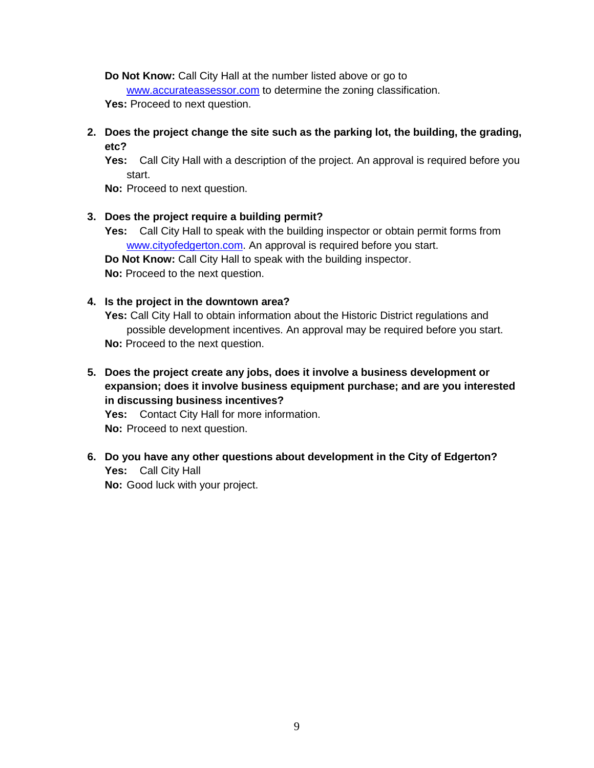**Do Not Know:** Call City Hall at the number listed above or go to www.accurateassessor.com to determine the zoning classification.
**Yes:** Proceed to next question.

2. **Does the project change the site such as the parking lot, the building, the grading, etc?**
   **Yes:** Call City Hall with a description of the project. An approval is required before you start.
   **No:** Proceed to next question.

3. **Does the project require a building permit?**
   **Yes:** Call City Hall to speak with the building inspector or obtain permit forms from www.cityofedgerton.com. An approval is required before you start.
   **Do Not Know:** Call City Hall to speak with the building inspector.
   **No:** Proceed to the next question.

4. **Is the project in the downtown area?**
   **Yes:** Call City Hall to obtain information about the Historic District regulations and possible development incentives. An approval may be required before you start.
   **No:** Proceed to the next question.

5. **Does the project create any jobs, does it involve a business development or expansion; does it involve business equipment purchase; and are you interested in discussing business incentives?**
   **Yes:** Contact City Hall for more information.
   **No:** Proceed to next question.

6. **Do you have any other questions about development in the City of Edgerton?**
   **Yes:** Call City Hall
   **No:** Good luck with your project.